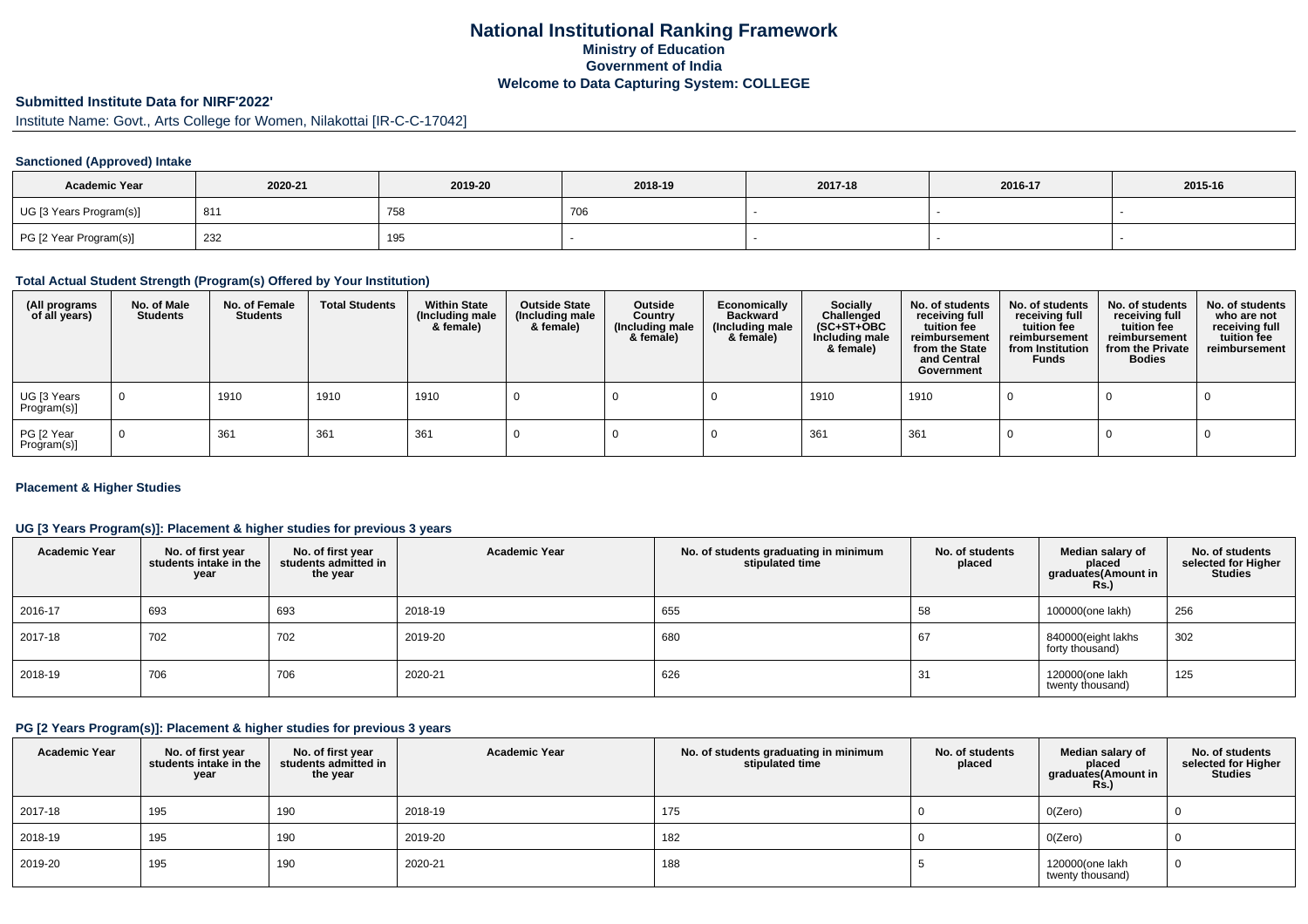# National Institutional Ranking Framework
## Ministry of Education
## Government of India
## Welcome to Data Capturing System: COLLEGE

**Submitted Institute Data for NIRF'2022'**

Institute Name: Govt., Arts College for Women, Nilakottai [IR-C-C-17042]

### Sanctioned (Approved) Intake

| Academic Year | 2020-21 | 2019-20 | 2018-19 | 2017-18 | 2016-17 | 2015-16 |
|---|---|---|---|---|---|---|
| UG [3 Years Program(s)] | 811 | 758 | 706 | - | - | - |
| PG [2 Year Program(s)] | 232 | 195 | - | - | - | - |

### Total Actual Student Strength (Program(s) Offered by Your Institution)

| (All programs of all years) | No. of Male Students | No. of Female Students | Total Students | Within State (Including male & female) | Outside State (Including male & female) | Outside Country (Including male & female) | Economically Backward (Including male & female) | Socially Challenged (SC+ST+OBC Including male & female) | No. of students receiving full tuition fee reimbursement from the State and Central Government | No. of students receiving full tuition fee reimbursement from Institution Funds | No. of students receiving full tuition fee reimbursement from the Private Bodies | No. of students who are not receiving full tuition fee reimbursement |
|---|---|---|---|---|---|---|---|---|---|---|---|---|
| UG [3 Years Program(s)] | 0 | 1910 | 1910 | 1910 | 0 | 0 | 0 | 1910 | 1910 | 0 | 0 | 0 |
| PG [2 Year Program(s)] | 0 | 361 | 361 | 361 | 0 | 0 | 0 | 361 | 361 | 0 | 0 | 0 |

### Placement & Higher Studies

### UG [3 Years Program(s)]: Placement & higher studies for previous 3 years

| Academic Year | No. of first year students intake in the year | No. of first year students admitted in the year | Academic Year | No. of students graduating in minimum stipulated time | No. of students placed | Median salary of placed graduates(Amount in Rs.) | No. of students selected for Higher Studies |
|---|---|---|---|---|---|---|---|
| 2016-17 | 693 | 693 | 2018-19 | 655 | 58 | 100000(one lakh) | 256 |
| 2017-18 | 702 | 702 | 2019-20 | 680 | 67 | 840000(eight lakhs forty thousand) | 302 |
| 2018-19 | 706 | 706 | 2020-21 | 626 | 31 | 120000(one lakh twenty thousand) | 125 |

### PG [2 Years Program(s)]: Placement & higher studies for previous 3 years

| Academic Year | No. of first year students intake in the year | No. of first year students admitted in the year | Academic Year | No. of students graduating in minimum stipulated time | No. of students placed | Median salary of placed graduates(Amount in Rs.) | No. of students selected for Higher Studies |
|---|---|---|---|---|---|---|---|
| 2017-18 | 195 | 190 | 2018-19 | 175 | 0 | 0(Zero) | 0 |
| 2018-19 | 195 | 190 | 2019-20 | 182 | 0 | 0(Zero) | 0 |
| 2019-20 | 195 | 190 | 2020-21 | 188 | 5 | 120000(one lakh twenty thousand) | 0 |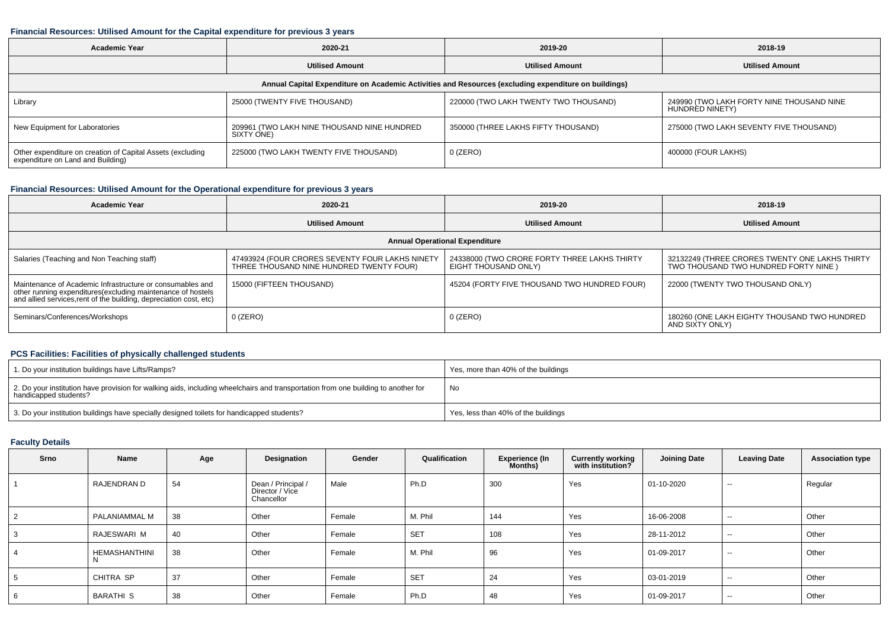### Financial Resources: Utilised Amount for the Capital expenditure for previous 3 years

| Academic Year | 2020-21 | 2019-20 | 2018-19 |
|---|---|---|---|
| | Utilised Amount | Utilised Amount | Utilised Amount |
| Annual Capital Expenditure on Academic Activities and Resources (excluding expenditure on buildings) | | | |
| Library | 25000 (TWENTY FIVE THOUSAND) | 220000 (TWO LAKH TWENTY TWO THOUSAND) | 249990 (TWO LAKH FORTY NINE THOUSAND NINE HUNDRED NINETY) |
| New Equipment for Laboratories | 209961 (TWO LAKH NINE THOUSAND NINE HUNDRED SIXTY ONE) | 350000 (THREE LAKHS FIFTY THOUSAND) | 275000 (TWO LAKH SEVENTY FIVE THOUSAND) |
| Other expenditure on creation of Capital Assets (excluding expenditure on Land and Building) | 225000 (TWO LAKH TWENTY FIVE THOUSAND) | 0 (ZERO) | 400000 (FOUR LAKHS) |

### Financial Resources: Utilised Amount for the Operational expenditure for previous 3 years

| Academic Year | 2020-21 | 2019-20 | 2018-19 |
|---|---|---|---|
| | Utilised Amount | Utilised Amount | Utilised Amount |
| Annual Operational Expenditure | | | |
| Salaries (Teaching and Non Teaching staff) | 47493924 (FOUR CRORES SEVENTY FOUR LAKHS NINETY THREE THOUSAND NINE HUNDRED TWENTY FOUR) | 24338000 (TWO CRORE FORTY THREE LAKHS THIRTY EIGHT THOUSAND ONLY) | 32132249 (THREE CRORES TWENTY ONE LAKHS THIRTY TWO THOUSAND TWO HUNDRED FORTY NINE ) |
| Maintenance of Academic Infrastructure or consumables and other running expenditures(excluding maintenance of hostels and allied services,rent of the building, depreciation cost, etc) | 15000 (FIFTEEN THOUSAND) | 45204 (FORTY FIVE THOUSAND TWO HUNDRED FOUR) | 22000 (TWENTY TWO THOUSAND ONLY) |
| Seminars/Conferences/Workshops | 0 (ZERO) | 0 (ZERO) | 180260 (ONE LAKH EIGHTY THOUSAND TWO HUNDRED AND SIXTY ONLY) |

### PCS Facilities: Facilities of physically challenged students

| | |
|---|---|
| 1. Do your institution buildings have Lifts/Ramps? | Yes, more than 40% of the buildings |
| 2. Do your institution have provision for walking aids, including wheelchairs and transportation from one building to another for handicapped students? | No |
| 3. Do your institution buildings have specially designed toilets for handicapped students? | Yes, less than 40% of the buildings |

### Faculty Details

| Srno | Name | Age | Designation | Gender | Qualification | Experience (In Months) | Currently working with institution? | Joining Date | Leaving Date | Association type |
|---|---|---|---|---|---|---|---|---|---|---|
| 1 | RAJENDRAN D | 54 | Dean / Principal / Director / Vice Chancellor | Male | Ph.D | 300 | Yes | 01-10-2020 | -- | Regular |
| 2 | PALANIAMMAL M | 38 | Other | Female | M. Phil | 144 | Yes | 16-06-2008 | -- | Other |
| 3 | RAJESWARI M | 40 | Other | Female | SET | 108 | Yes | 28-11-2012 | -- | Other |
| 4 | HEMASHANTHINI N | 38 | Other | Female | M. Phil | 96 | Yes | 01-09-2017 | -- | Other |
| 5 | CHITRA SP | 37 | Other | Female | SET | 24 | Yes | 03-01-2019 | -- | Other |
| 6 | BARATHI S | 38 | Other | Female | Ph.D | 48 | Yes | 01-09-2017 | -- | Other |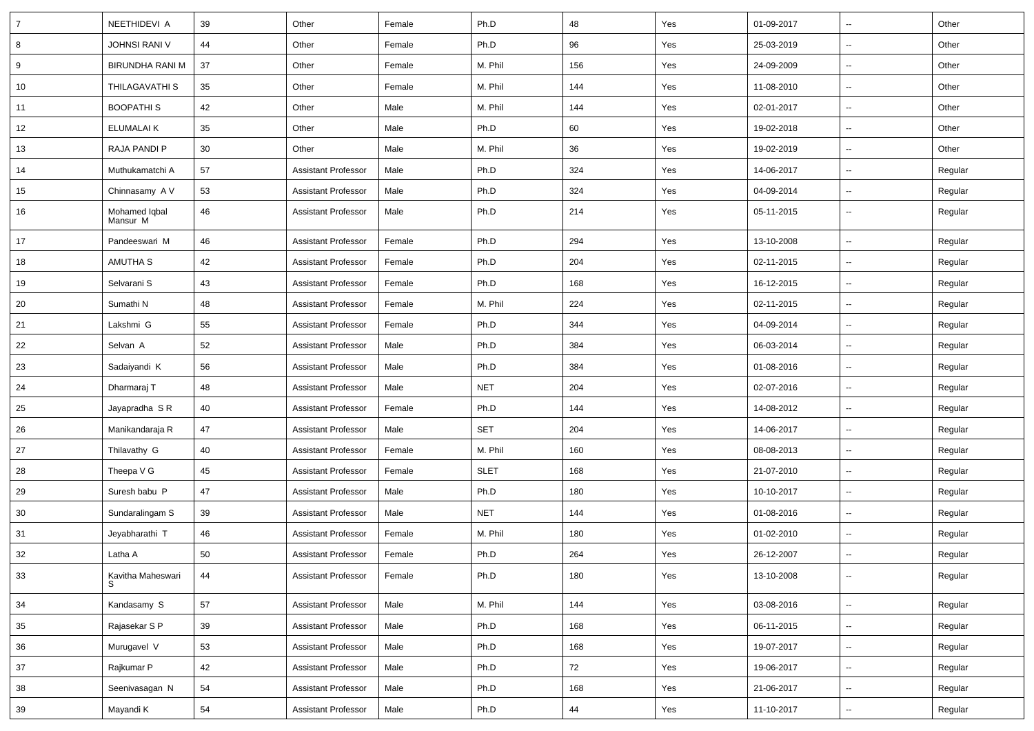| 7 | NEETHIDEVI A | 39 | Other | Female | Ph.D | 48 | Yes | 01-09-2017 | -- | Other |
|---|---|---|---|---|---|---|---|---|---|---|
| 8 | JOHNSI RANI V | 44 | Other | Female | Ph.D | 96 | Yes | 25-03-2019 | -- | Other |
| 9 | BIRUNDHA RANI M | 37 | Other | Female | M. Phil | 156 | Yes | 24-09-2009 | -- | Other |
| 10 | THILAGAVATHI S | 35 | Other | Female | M. Phil | 144 | Yes | 11-08-2010 | -- | Other |
| 11 | BOOPATHI S | 42 | Other | Male | M. Phil | 144 | Yes | 02-01-2017 | -- | Other |
| 12 | ELUMALAI K | 35 | Other | Male | Ph.D | 60 | Yes | 19-02-2018 | -- | Other |
| 13 | RAJA PANDI P | 30 | Other | Male | M. Phil | 36 | Yes | 19-02-2019 | -- | Other |
| 14 | Muthukamatchi A | 57 | Assistant Professor | Male | Ph.D | 324 | Yes | 14-06-2017 | -- | Regular |
| 15 | Chinnasamy A V | 53 | Assistant Professor | Male | Ph.D | 324 | Yes | 04-09-2014 | -- | Regular |
| 16 | Mohamed Iqbal Mansur M | 46 | Assistant Professor | Male | Ph.D | 214 | Yes | 05-11-2015 | -- | Regular |
| 17 | Pandeeswari M | 46 | Assistant Professor | Female | Ph.D | 294 | Yes | 13-10-2008 | -- | Regular |
| 18 | AMUTHA S | 42 | Assistant Professor | Female | Ph.D | 204 | Yes | 02-11-2015 | -- | Regular |
| 19 | Selvarani S | 43 | Assistant Professor | Female | Ph.D | 168 | Yes | 16-12-2015 | -- | Regular |
| 20 | Sumathi N | 48 | Assistant Professor | Female | M. Phil | 224 | Yes | 02-11-2015 | -- | Regular |
| 21 | Lakshmi G | 55 | Assistant Professor | Female | Ph.D | 344 | Yes | 04-09-2014 | -- | Regular |
| 22 | Selvan A | 52 | Assistant Professor | Male | Ph.D | 384 | Yes | 06-03-2014 | -- | Regular |
| 23 | Sadaiyandi K | 56 | Assistant Professor | Male | Ph.D | 384 | Yes | 01-08-2016 | -- | Regular |
| 24 | Dharmaraj T | 48 | Assistant Professor | Male | NET | 204 | Yes | 02-07-2016 | -- | Regular |
| 25 | Jayapradha S R | 40 | Assistant Professor | Female | Ph.D | 144 | Yes | 14-08-2012 | -- | Regular |
| 26 | Manikandaraja R | 47 | Assistant Professor | Male | SET | 204 | Yes | 14-06-2017 | -- | Regular |
| 27 | Thilavathy G | 40 | Assistant Professor | Female | M. Phil | 160 | Yes | 08-08-2013 | -- | Regular |
| 28 | Theepa V G | 45 | Assistant Professor | Female | SLET | 168 | Yes | 21-07-2010 | -- | Regular |
| 29 | Suresh babu P | 47 | Assistant Professor | Male | Ph.D | 180 | Yes | 10-10-2017 | -- | Regular |
| 30 | Sundaralingam S | 39 | Assistant Professor | Male | NET | 144 | Yes | 01-08-2016 | -- | Regular |
| 31 | Jeyabharathi T | 46 | Assistant Professor | Female | M. Phil | 180 | Yes | 01-02-2010 | -- | Regular |
| 32 | Latha A | 50 | Assistant Professor | Female | Ph.D | 264 | Yes | 26-12-2007 | -- | Regular |
| 33 | Kavitha Maheswari S | 44 | Assistant Professor | Female | Ph.D | 180 | Yes | 13-10-2008 | -- | Regular |
| 34 | Kandasamy S | 57 | Assistant Professor | Male | M. Phil | 144 | Yes | 03-08-2016 | -- | Regular |
| 35 | Rajasekar S P | 39 | Assistant Professor | Male | Ph.D | 168 | Yes | 06-11-2015 | -- | Regular |
| 36 | Murugavel V | 53 | Assistant Professor | Male | Ph.D | 168 | Yes | 19-07-2017 | -- | Regular |
| 37 | Rajkumar P | 42 | Assistant Professor | Male | Ph.D | 72 | Yes | 19-06-2017 | -- | Regular |
| 38 | Seenivasagan N | 54 | Assistant Professor | Male | Ph.D | 168 | Yes | 21-06-2017 | -- | Regular |
| 39 | Mayandi K | 54 | Assistant Professor | Male | Ph.D | 44 | Yes | 11-10-2017 | -- | Regular |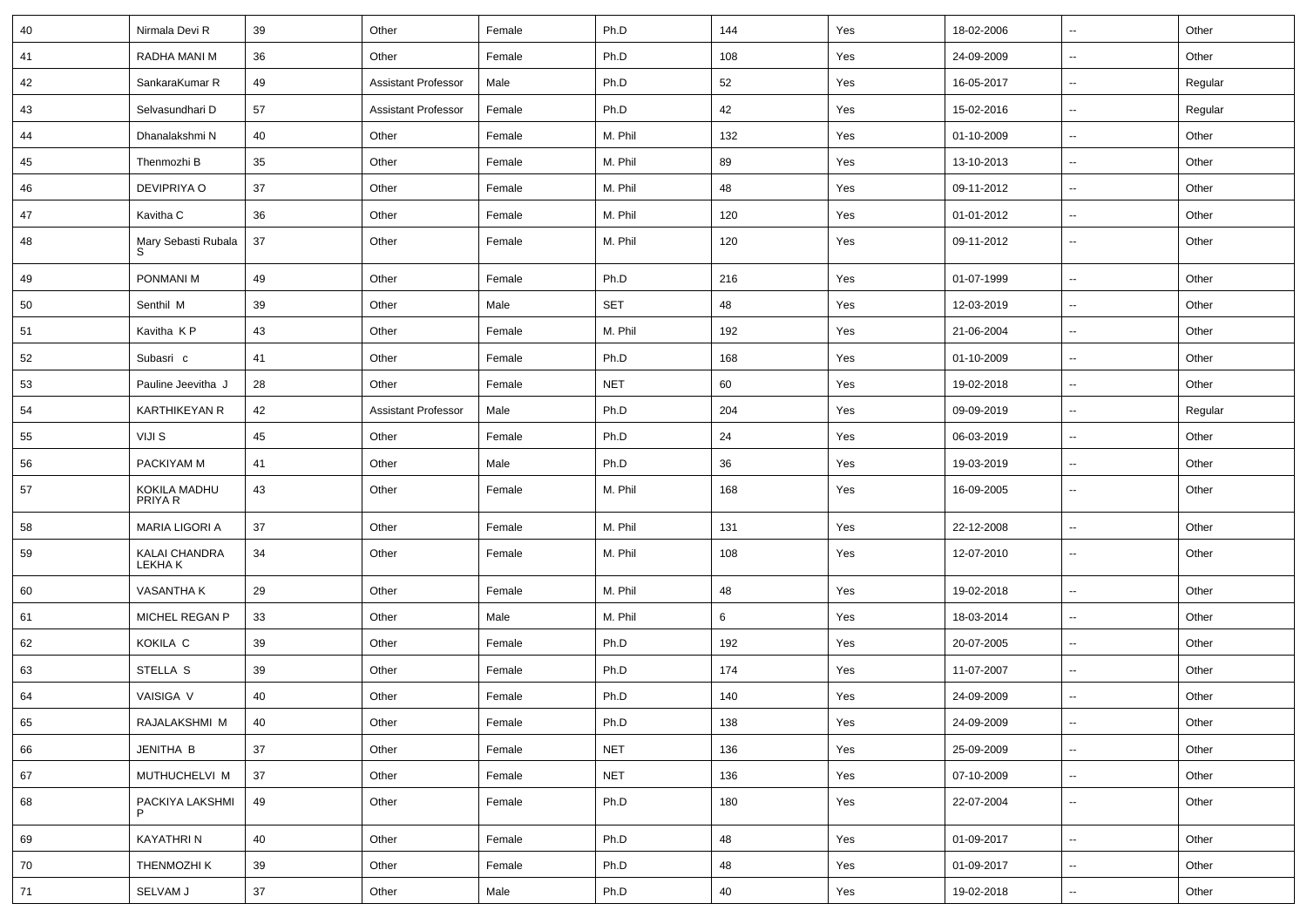| | | | | | | | | | | |
|---|---|---|---|---|---|---|---|---|---|---|
| 40 | Nirmala Devi R | 39 | Other | Female | Ph.D | 144 | Yes | 18-02-2006 | -- | Other |
| 41 | RADHA MANI M | 36 | Other | Female | Ph.D | 108 | Yes | 24-09-2009 | -- | Other |
| 42 | SankaraKumar R | 49 | Assistant Professor | Male | Ph.D | 52 | Yes | 16-05-2017 | -- | Regular |
| 43 | Selvasundhari D | 57 | Assistant Professor | Female | Ph.D | 42 | Yes | 15-02-2016 | -- | Regular |
| 44 | Dhanalakshmi N | 40 | Other | Female | M. Phil | 132 | Yes | 01-10-2009 | -- | Other |
| 45 | Thenmozhi B | 35 | Other | Female | M. Phil | 89 | Yes | 13-10-2013 | -- | Other |
| 46 | DEVIPRIYA O | 37 | Other | Female | M. Phil | 48 | Yes | 09-11-2012 | -- | Other |
| 47 | Kavitha C | 36 | Other | Female | M. Phil | 120 | Yes | 01-01-2012 | -- | Other |
| 48 | Mary Sebasti Rubala S | 37 | Other | Female | M. Phil | 120 | Yes | 09-11-2012 | -- | Other |
| 49 | PONMANI M | 49 | Other | Female | Ph.D | 216 | Yes | 01-07-1999 | -- | Other |
| 50 | Senthil M | 39 | Other | Male | SET | 48 | Yes | 12-03-2019 | -- | Other |
| 51 | Kavitha K P | 43 | Other | Female | M. Phil | 192 | Yes | 21-06-2004 | -- | Other |
| 52 | Subasri c | 41 | Other | Female | Ph.D | 168 | Yes | 01-10-2009 | -- | Other |
| 53 | Pauline Jeevitha J | 28 | Other | Female | NET | 60 | Yes | 19-02-2018 | -- | Other |
| 54 | KARTHIKEYAN R | 42 | Assistant Professor | Male | Ph.D | 204 | Yes | 09-09-2019 | -- | Regular |
| 55 | VIJI S | 45 | Other | Female | Ph.D | 24 | Yes | 06-03-2019 | -- | Other |
| 56 | PACKIYAM M | 41 | Other | Male | Ph.D | 36 | Yes | 19-03-2019 | -- | Other |
| 57 | KOKILA MADHU PRIYA R | 43 | Other | Female | M. Phil | 168 | Yes | 16-09-2005 | -- | Other |
| 58 | MARIA LIGORI A | 37 | Other | Female | M. Phil | 131 | Yes | 22-12-2008 | -- | Other |
| 59 | KALAI CHANDRA LEKHA K | 34 | Other | Female | M. Phil | 108 | Yes | 12-07-2010 | -- | Other |
| 60 | VASANTHA K | 29 | Other | Female | M. Phil | 48 | Yes | 19-02-2018 | -- | Other |
| 61 | MICHEL REGAN P | 33 | Other | Male | M. Phil | 6 | Yes | 18-03-2014 | -- | Other |
| 62 | KOKILA C | 39 | Other | Female | Ph.D | 192 | Yes | 20-07-2005 | -- | Other |
| 63 | STELLA S | 39 | Other | Female | Ph.D | 174 | Yes | 11-07-2007 | -- | Other |
| 64 | VAISIGA V | 40 | Other | Female | Ph.D | 140 | Yes | 24-09-2009 | -- | Other |
| 65 | RAJALAKSHMI M | 40 | Other | Female | Ph.D | 138 | Yes | 24-09-2009 | -- | Other |
| 66 | JENITHA B | 37 | Other | Female | NET | 136 | Yes | 25-09-2009 | -- | Other |
| 67 | MUTHUCHELVI M | 37 | Other | Female | NET | 136 | Yes | 07-10-2009 | -- | Other |
| 68 | PACKIYA LAKSHMI P | 49 | Other | Female | Ph.D | 180 | Yes | 22-07-2004 | -- | Other |
| 69 | KAYATHRI N | 40 | Other | Female | Ph.D | 48 | Yes | 01-09-2017 | -- | Other |
| 70 | THENMOZHI K | 39 | Other | Female | Ph.D | 48 | Yes | 01-09-2017 | -- | Other |
| 71 | SELVAM J | 37 | Other | Male | Ph.D | 40 | Yes | 19-02-2018 | -- | Other |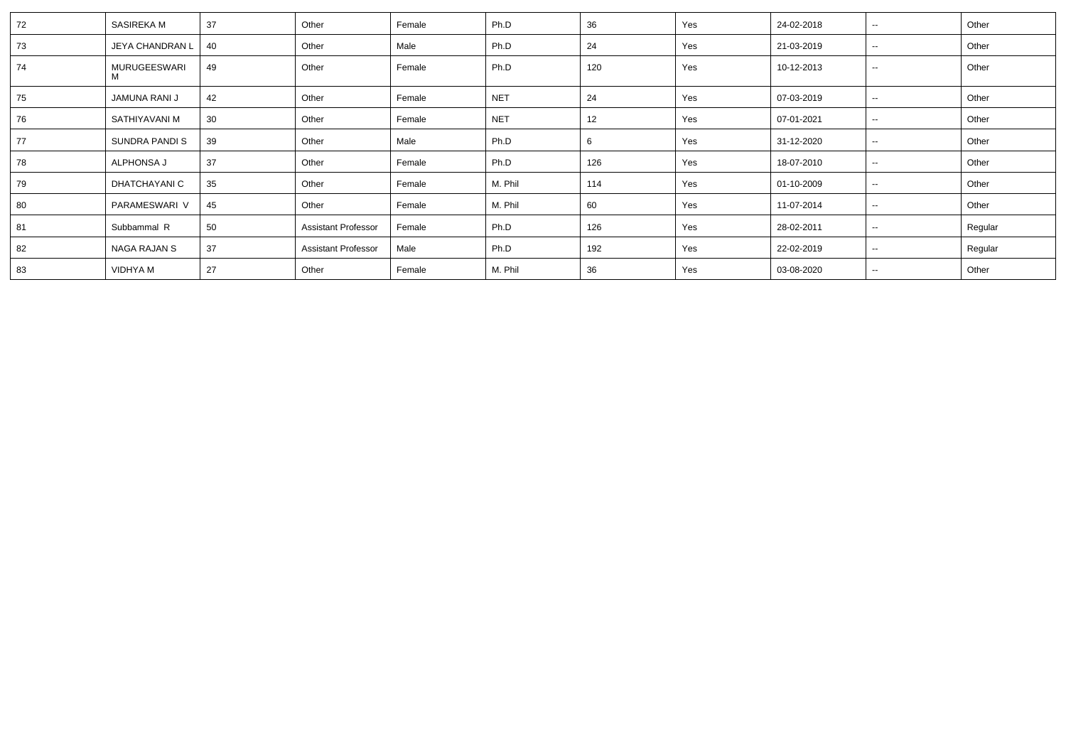| | | | | | | | | | | |
|---|---|---|---|---|---|---|---|---|---|---|
| 72 | SASIREKA M | 37 | Other | Female | Ph.D | 36 | Yes | 24-02-2018 | -- | Other |
| 73 | JEYA CHANDRAN L | 40 | Other | Male | Ph.D | 24 | Yes | 21-03-2019 | -- | Other |
| 74 | MURUGEESWARI M | 49 | Other | Female | Ph.D | 120 | Yes | 10-12-2013 | -- | Other |
| 75 | JAMUNA RANI J | 42 | Other | Female | NET | 24 | Yes | 07-03-2019 | -- | Other |
| 76 | SATHIYAVANI M | 30 | Other | Female | NET | 12 | Yes | 07-01-2021 | -- | Other |
| 77 | SUNDRA PANDI S | 39 | Other | Male | Ph.D | 6 | Yes | 31-12-2020 | -- | Other |
| 78 | ALPHONSA J | 37 | Other | Female | Ph.D | 126 | Yes | 18-07-2010 | -- | Other |
| 79 | DHATCHAYANI C | 35 | Other | Female | M. Phil | 114 | Yes | 01-10-2009 | -- | Other |
| 80 | PARAMESWARI V | 45 | Other | Female | M. Phil | 60 | Yes | 11-07-2014 | -- | Other |
| 81 | Subbammal R | 50 | Assistant Professor | Female | Ph.D | 126 | Yes | 28-02-2011 | -- | Regular |
| 82 | NAGA RAJAN S | 37 | Assistant Professor | Male | Ph.D | 192 | Yes | 22-02-2019 | -- | Regular |
| 83 | VIDHYA M | 27 | Other | Female | M. Phil | 36 | Yes | 03-08-2020 | -- | Other |